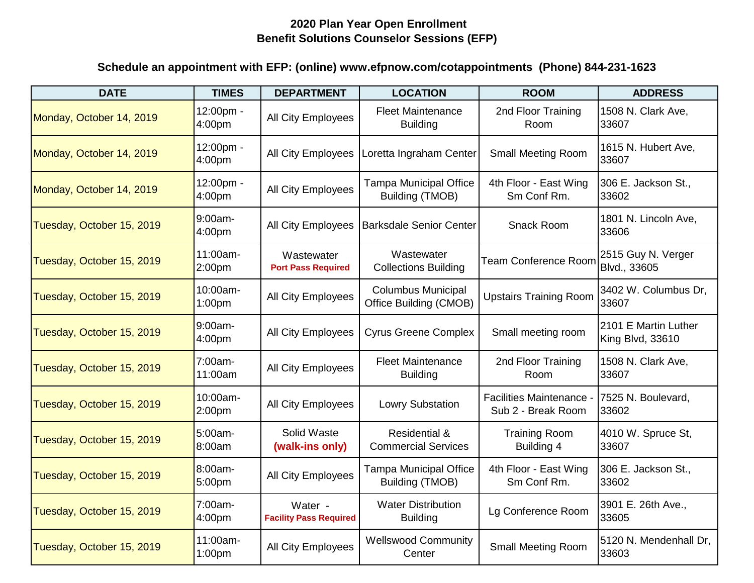**2020 Plan Year Open Enrollment**
**Benefit Solutions Counselor Sessions (EFP)**

**Schedule an appointment with EFP: (online) www.efpnow.com/cotappointments (Phone) 844-231-1623**

| DATE | TIMES | DEPARTMENT | LOCATION | ROOM | ADDRESS |
|---|---|---|---|---|---|
| Monday, October 14, 2019 | 12:00pm - 4:00pm | All City Employees | Fleet Maintenance Building | 2nd Floor Training Room | 1508 N. Clark Ave, 33607 |
| Monday, October 14, 2019 | 12:00pm - 4:00pm | All City Employees | Loretta Ingraham Center | Small Meeting Room | 1615 N. Hubert Ave, 33607 |
| Monday, October 14, 2019 | 12:00pm - 4:00pm | All City Employees | Tampa Municipal Office Building (TMOB) | 4th Floor - East Wing Sm Conf Rm. | 306 E. Jackson St., 33602 |
| Tuesday, October 15, 2019 | 9:00am-4:00pm | All City Employees | Barksdale Senior Center | Snack Room | 1801 N. Lincoln Ave, 33606 |
| Tuesday, October 15, 2019 | 11:00am-2:00pm | Wastewater **Port Pass Required** | Wastewater Collections Building | Team Conference Room | 2515 Guy N. Verger Blvd., 33605 |
| Tuesday, October 15, 2019 | 10:00am-1:00pm | All City Employees | Columbus Municipal Office Building (CMOB) | Upstairs Training Room | 3402 W. Columbus Dr, 33607 |
| Tuesday, October 15, 2019 | 9:00am-4:00pm | All City Employees | Cyrus Greene Complex | Small meeting room | 2101 E Martin Luther King Blvd, 33610 |
| Tuesday, October 15, 2019 | 7:00am-11:00am | All City Employees | Fleet Maintenance Building | 2nd Floor Training Room | 1508 N. Clark Ave, 33607 |
| Tuesday, October 15, 2019 | 10:00am-2:00pm | All City Employees | Lowry Substation | Facilities Maintenance - Sub 2 - Break Room | 7525 N. Boulevard, 33602 |
| Tuesday, October 15, 2019 | 5:00am-8:00am | Solid Waste **(walk-ins only)** | Residential & Commercial Services | Training Room Building 4 | 4010 W. Spruce St, 33607 |
| Tuesday, October 15, 2019 | 8:00am-5:00pm | All City Employees | Tampa Municipal Office Building (TMOB) | 4th Floor - East Wing Sm Conf Rm. | 306 E. Jackson St., 33602 |
| Tuesday, October 15, 2019 | 7:00am-4:00pm | Water - **Facility Pass Required** | Water Distribution Building | Lg Conference Room | 3901 E. 26th Ave., 33605 |
| Tuesday, October 15, 2019 | 11:00am-1:00pm | All City Employees | Wellswood Community Center | Small Meeting Room | 5120 N. Mendenhall Dr, 33603 |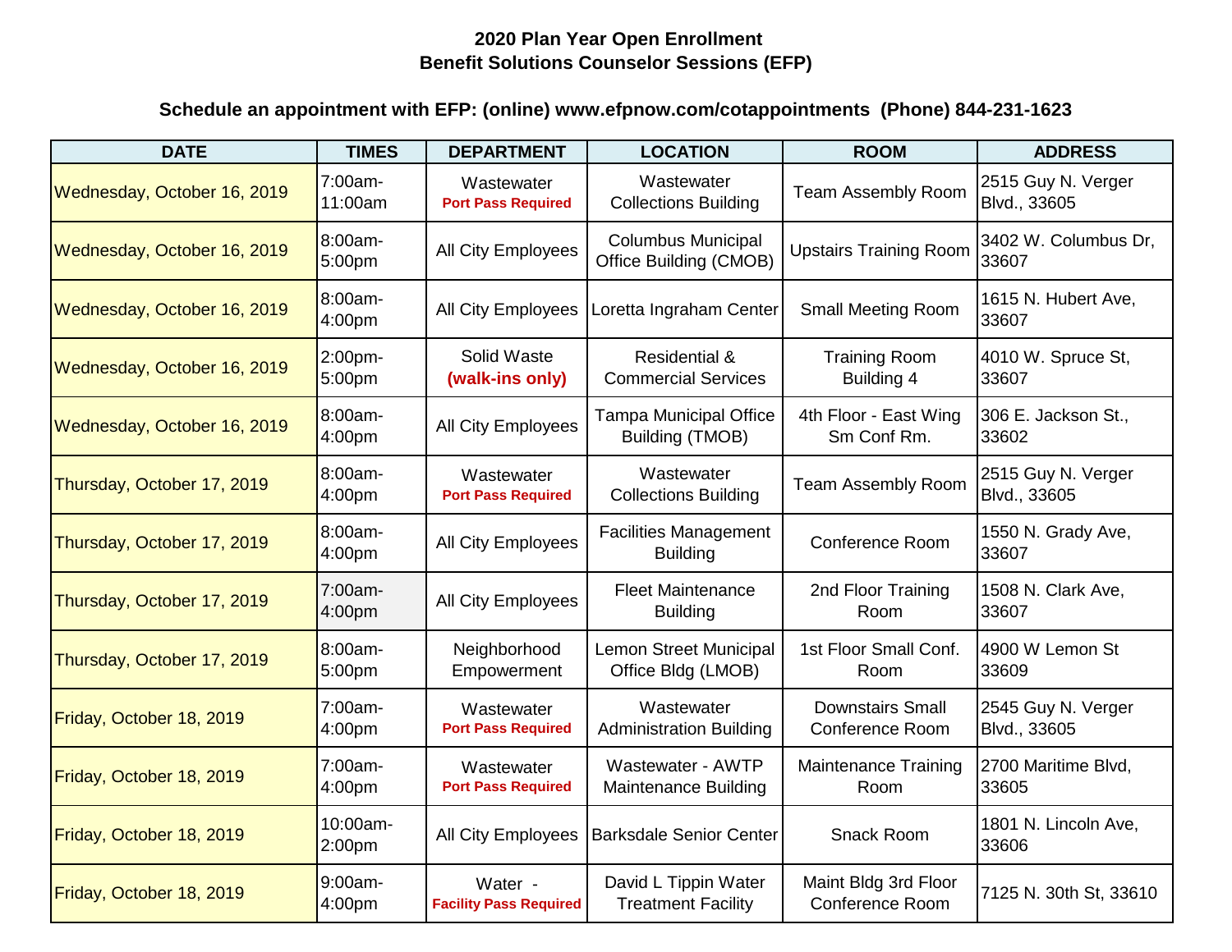# 2020 Plan Year Open Enrollment
## Benefit Solutions Counselor Sessions (EFP)

**Schedule an appointment with EFP: (online) www.efpnow.com/cotappointments (Phone) 844-231-1623**

| DATE | TIMES | DEPARTMENT | LOCATION | ROOM | ADDRESS |
|---|---|---|---|---|---|
| Wednesday, October 16, 2019 | 7:00am-11:00am | Wastewater **Port Pass Required** | Wastewater Collections Building | Team Assembly Room | 2515 Guy N. Verger Blvd., 33605 |
| Wednesday, October 16, 2019 | 8:00am-5:00pm | All City Employees | Columbus Municipal Office Building (CMOB) | Upstairs Training Room | 3402 W. Columbus Dr, 33607 |
| Wednesday, October 16, 2019 | 8:00am-4:00pm | All City Employees | Loretta Ingraham Center | Small Meeting Room | 1615 N. Hubert Ave, 33607 |
| Wednesday, October 16, 2019 | 2:00pm-5:00pm | Solid Waste **(walk-ins only)** | Residential & Commercial Services | Training Room Building 4 | 4010 W. Spruce St, 33607 |
| Wednesday, October 16, 2019 | 8:00am-4:00pm | All City Employees | Tampa Municipal Office Building (TMOB) | 4th Floor - East Wing Sm Conf Rm. | 306 E. Jackson St., 33602 |
| Thursday, October 17, 2019 | 8:00am-4:00pm | Wastewater **Port Pass Required** | Wastewater Collections Building | Team Assembly Room | 2515 Guy N. Verger Blvd., 33605 |
| Thursday, October 17, 2019 | 8:00am-4:00pm | All City Employees | Facilities Management Building | Conference Room | 1550 N. Grady Ave, 33607 |
| Thursday, October 17, 2019 | 7:00am-4:00pm | All City Employees | Fleet Maintenance Building | 2nd Floor Training Room | 1508 N. Clark Ave, 33607 |
| Thursday, October 17, 2019 | 8:00am-5:00pm | Neighborhood Empowerment | Lemon Street Municipal Office Bldg (LMOB) | 1st Floor Small Conf. Room | 4900 W Lemon St 33609 |
| Friday, October 18, 2019 | 7:00am-4:00pm | Wastewater **Port Pass Required** | Wastewater Administration Building | Downstairs Small Conference Room | 2545 Guy N. Verger Blvd., 33605 |
| Friday, October 18, 2019 | 7:00am-4:00pm | Wastewater **Port Pass Required** | Wastewater - AWTP Maintenance Building | Maintenance Training Room | 2700 Maritime Blvd, 33605 |
| Friday, October 18, 2019 | 10:00am-2:00pm | All City Employees | Barksdale Senior Center | Snack Room | 1801 N. Lincoln Ave, 33606 |
| Friday, October 18, 2019 | 9:00am-4:00pm | Water - **Facility Pass Required** | David L Tippin Water Treatment Facility | Maint Bldg 3rd Floor Conference Room | 7125 N. 30th St, 33610 |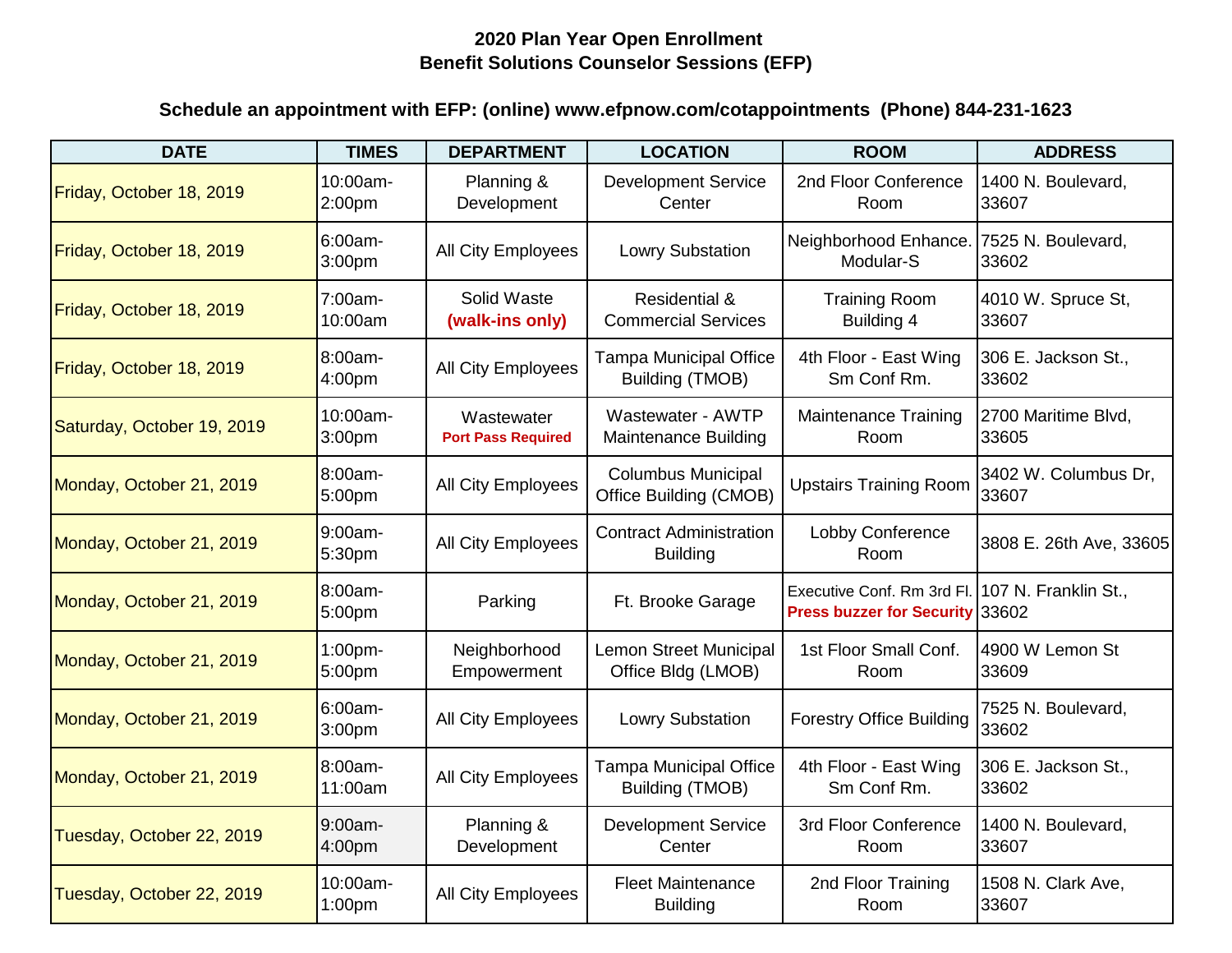**2020 Plan Year Open Enrollment**
**Benefit Solutions Counselor Sessions (EFP)**

**Schedule an appointment with EFP: (online) www.efpnow.com/cotappointments (Phone) 844-231-1623**

| DATE | TIMES | DEPARTMENT | LOCATION | ROOM | ADDRESS |
|---|---|---|---|---|---|
| Friday, October 18, 2019 | 10:00am-2:00pm | Planning & Development | Development Service Center | 2nd Floor Conference Room | 1400 N. Boulevard, 33607 |
| Friday, October 18, 2019 | 6:00am-3:00pm | All City Employees | Lowry Substation | Neighborhood Enhance. Modular-S | 7525 N. Boulevard, 33602 |
| Friday, October 18, 2019 | 7:00am-10:00am | Solid Waste **(walk-ins only)** | Residential & Commercial Services | Training Room Building 4 | 4010 W. Spruce St, 33607 |
| Friday, October 18, 2019 | 8:00am-4:00pm | All City Employees | Tampa Municipal Office Building (TMOB) | 4th Floor - East Wing Sm Conf Rm. | 306 E. Jackson St., 33602 |
| Saturday, October 19, 2019 | 10:00am-3:00pm | Wastewater **Port Pass Required** | Wastewater - AWTP Maintenance Building | Maintenance Training Room | 2700 Maritime Blvd, 33605 |
| Monday, October 21, 2019 | 8:00am-5:00pm | All City Employees | Columbus Municipal Office Building (CMOB) | Upstairs Training Room | 3402 W. Columbus Dr, 33607 |
| Monday, October 21, 2019 | 9:00am-5:30pm | All City Employees | Contract Administration Building | Lobby Conference Room | 3808 E. 26th Ave, 33605 |
| Monday, October 21, 2019 | 8:00am-5:00pm | Parking | Ft. Brooke Garage | Executive Conf. Rm 3rd Fl. **Press buzzer for Security** | 107 N. Franklin St., 33602 |
| Monday, October 21, 2019 | 1:00pm-5:00pm | Neighborhood Empowerment | Lemon Street Municipal Office Bldg (LMOB) | 1st Floor Small Conf. Room | 4900 W Lemon St 33609 |
| Monday, October 21, 2019 | 6:00am-3:00pm | All City Employees | Lowry Substation | Forestry Office Building | 7525 N. Boulevard, 33602 |
| Monday, October 21, 2019 | 8:00am-11:00am | All City Employees | Tampa Municipal Office Building (TMOB) | 4th Floor - East Wing Sm Conf Rm. | 306 E. Jackson St., 33602 |
| Tuesday, October 22, 2019 | 9:00am-4:00pm | Planning & Development | Development Service Center | 3rd Floor Conference Room | 1400 N. Boulevard, 33607 |
| Tuesday, October 22, 2019 | 10:00am-1:00pm | All City Employees | Fleet Maintenance Building | 2nd Floor Training Room | 1508 N. Clark Ave, 33607 |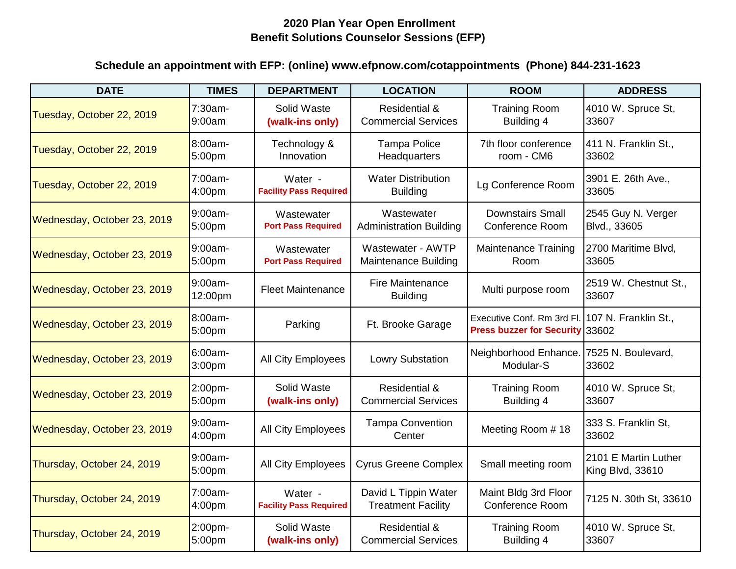**2020 Plan Year Open Enrollment**
**Benefit Solutions Counselor Sessions (EFP)**

**Schedule an appointment with EFP: (online) www.efpnow.com/cotappointments (Phone) 844-231-1623**

| DATE | TIMES | DEPARTMENT | LOCATION | ROOM | ADDRESS |
|---|---|---|---|---|---|
| Tuesday, October 22, 2019 | 7:30am-9:00am | Solid Waste **(walk-ins only)** | Residential & Commercial Services | Training Room Building 4 | 4010 W. Spruce St, 33607 |
| Tuesday, October 22, 2019 | 8:00am-5:00pm | Technology & Innovation | Tampa Police Headquarters | 7th floor conference room - CM6 | 411 N. Franklin St., 33602 |
| Tuesday, October 22, 2019 | 7:00am-4:00pm | Water - **Facility Pass Required** | Water Distribution Building | Lg Conference Room | 3901 E. 26th Ave., 33605 |
| Wednesday, October 23, 2019 | 9:00am-5:00pm | Wastewater **Port Pass Required** | Wastewater Administration Building | Downstairs Small Conference Room | 2545 Guy N. Verger Blvd., 33605 |
| Wednesday, October 23, 2019 | 9:00am-5:00pm | Wastewater **Port Pass Required** | Wastewater - AWTP Maintenance Building | Maintenance Training Room | 2700 Maritime Blvd, 33605 |
| Wednesday, October 23, 2019 | 9:00am-12:00pm | Fleet Maintenance | Fire Maintenance Building | Multi purpose room | 2519 W. Chestnut St., 33607 |
| Wednesday, October 23, 2019 | 8:00am-5:00pm | Parking | Ft. Brooke Garage | Executive Conf. Rm 3rd Fl. **Press buzzer for Security** | 107 N. Franklin St., 33602 |
| Wednesday, October 23, 2019 | 6:00am-3:00pm | All City Employees | Lowry Substation | Neighborhood Enhance. Modular-S | 7525 N. Boulevard, 33602 |
| Wednesday, October 23, 2019 | 2:00pm-5:00pm | Solid Waste **(walk-ins only)** | Residential & Commercial Services | Training Room Building 4 | 4010 W. Spruce St, 33607 |
| Wednesday, October 23, 2019 | 9:00am-4:00pm | All City Employees | Tampa Convention Center | Meeting Room # 18 | 333 S. Franklin St, 33602 |
| Thursday, October 24, 2019 | 9:00am-5:00pm | All City Employees | Cyrus Greene Complex | Small meeting room | 2101 E Martin Luther King Blvd, 33610 |
| Thursday, October 24, 2019 | 7:00am-4:00pm | Water - **Facility Pass Required** | David L Tippin Water Treatment Facility | Maint Bldg 3rd Floor Conference Room | 7125 N. 30th St, 33610 |
| Thursday, October 24, 2019 | 2:00pm-5:00pm | Solid Waste **(walk-ins only)** | Residential & Commercial Services | Training Room Building 4 | 4010 W. Spruce St, 33607 |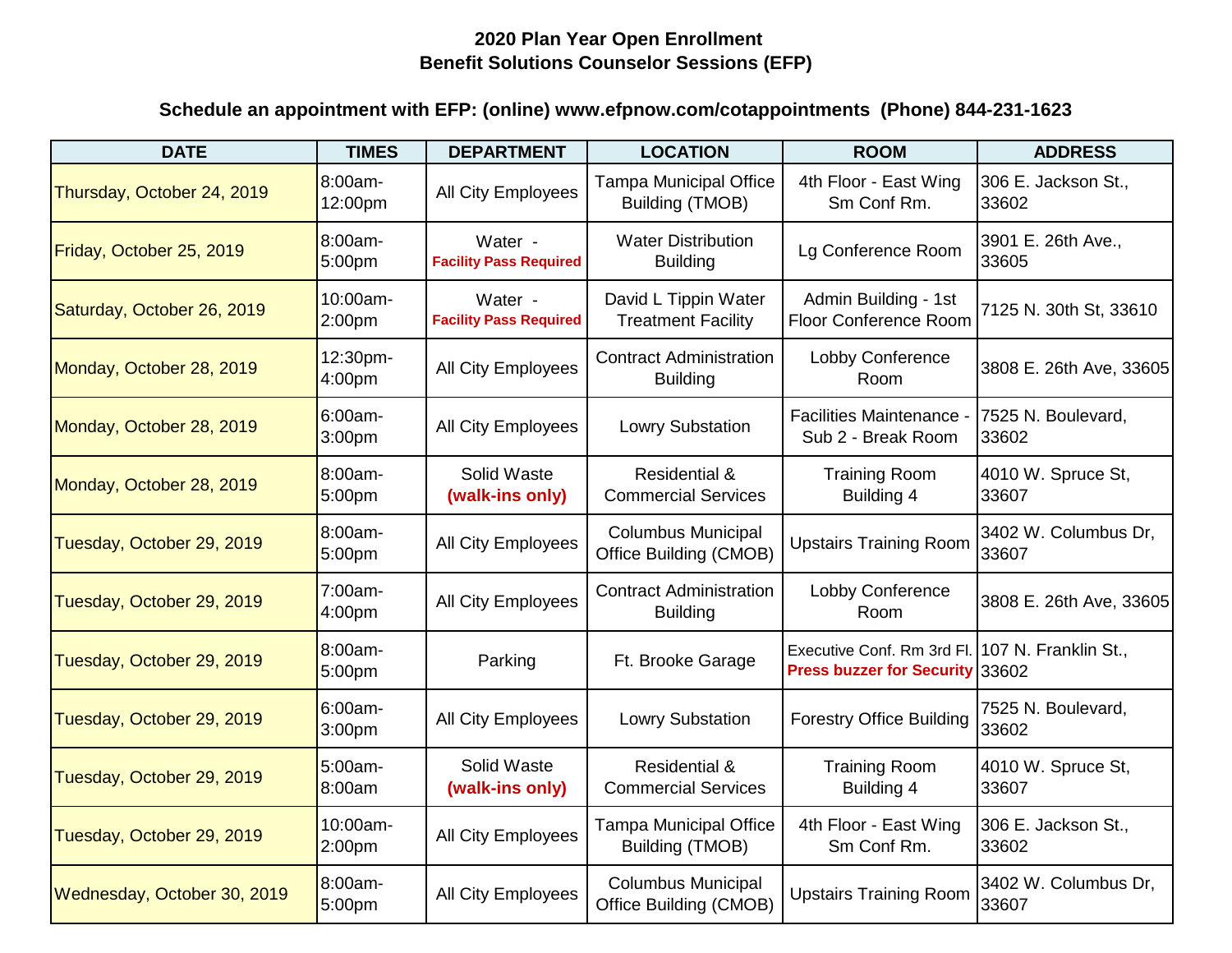## 2020 Plan Year Open Enrollment
## Benefit Solutions Counselor Sessions (EFP)

**Schedule an appointment with EFP: (online) www.efpnow.com/cotappointments (Phone) 844-231-1623**

| DATE | TIMES | DEPARTMENT | LOCATION | ROOM | ADDRESS |
|---|---|---|---|---|---|
| Thursday, October 24, 2019 | 8:00am-12:00pm | All City Employees | Tampa Municipal Office Building (TMOB) | 4th Floor - East Wing Sm Conf Rm. | 306 E. Jackson St., 33602 |
| Friday, October 25, 2019 | 8:00am-5:00pm | Water - **Facility Pass Required** | Water Distribution Building | Lg Conference Room | 3901 E. 26th Ave., 33605 |
| Saturday, October 26, 2019 | 10:00am-2:00pm | Water - **Facility Pass Required** | David L Tippin Water Treatment Facility | Admin Building - 1st Floor Conference Room | 7125 N. 30th St, 33610 |
| Monday, October 28, 2019 | 12:30pm-4:00pm | All City Employees | Contract Administration Building | Lobby Conference Room | 3808 E. 26th Ave, 33605 |
| Monday, October 28, 2019 | 6:00am-3:00pm | All City Employees | Lowry Substation | Facilities Maintenance - Sub 2 - Break Room | 7525 N. Boulevard, 33602 |
| Monday, October 28, 2019 | 8:00am-5:00pm | Solid Waste **(walk-ins only)** | Residential & Commercial Services | Training Room Building 4 | 4010 W. Spruce St, 33607 |
| Tuesday, October 29, 2019 | 8:00am-5:00pm | All City Employees | Columbus Municipal Office Building (CMOB) | Upstairs Training Room | 3402 W. Columbus Dr, 33607 |
| Tuesday, October 29, 2019 | 7:00am-4:00pm | All City Employees | Contract Administration Building | Lobby Conference Room | 3808 E. 26th Ave, 33605 |
| Tuesday, October 29, 2019 | 8:00am-5:00pm | Parking | Ft. Brooke Garage | Executive Conf. Rm 3rd Fl. **Press buzzer for Security** | 107 N. Franklin St., 33602 |
| Tuesday, October 29, 2019 | 6:00am-3:00pm | All City Employees | Lowry Substation | Forestry Office Building | 7525 N. Boulevard, 33602 |
| Tuesday, October 29, 2019 | 5:00am-8:00am | Solid Waste **(walk-ins only)** | Residential & Commercial Services | Training Room Building 4 | 4010 W. Spruce St, 33607 |
| Tuesday, October 29, 2019 | 10:00am-2:00pm | All City Employees | Tampa Municipal Office Building (TMOB) | 4th Floor - East Wing Sm Conf Rm. | 306 E. Jackson St., 33602 |
| Wednesday, October 30, 2019 | 8:00am-5:00pm | All City Employees | Columbus Municipal Office Building (CMOB) | Upstairs Training Room | 3402 W. Columbus Dr, 33607 |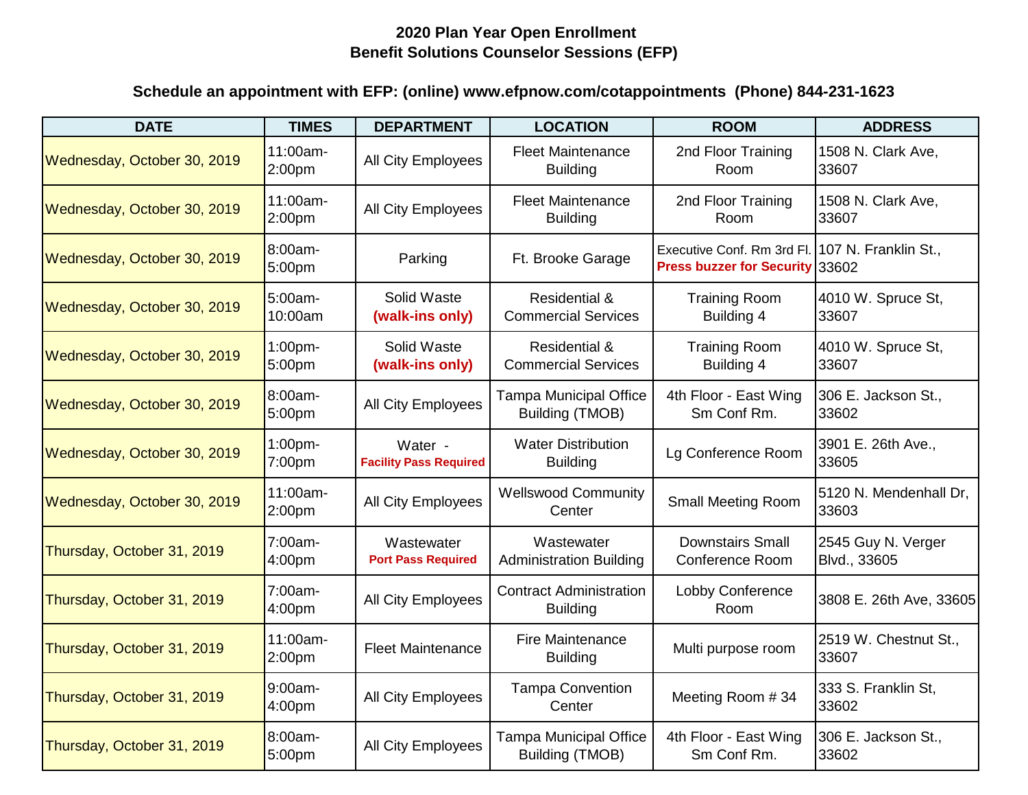**2020 Plan Year Open Enrollment**
**Benefit Solutions Counselor Sessions (EFP)**

**Schedule an appointment with EFP: (online) www.efpnow.com/cotappointments (Phone) 844-231-1623**

| DATE | TIMES | DEPARTMENT | LOCATION | ROOM | ADDRESS |
|---|---|---|---|---|---|
| Wednesday, October 30, 2019 | 11:00am-2:00pm | All City Employees | Fleet Maintenance Building | 2nd Floor Training Room | 1508 N. Clark Ave, 33607 |
| Wednesday, October 30, 2019 | 11:00am-2:00pm | All City Employees | Fleet Maintenance Building | 2nd Floor Training Room | 1508 N. Clark Ave, 33607 |
| Wednesday, October 30, 2019 | 8:00am-5:00pm | Parking | Ft. Brooke Garage | Executive Conf. Rm 3rd Fl. **Press buzzer for Security** | 107 N. Franklin St., 33602 |
| Wednesday, October 30, 2019 | 5:00am-10:00am | Solid Waste **(walk-ins only)** | Residential & Commercial Services | Training Room Building 4 | 4010 W. Spruce St, 33607 |
| Wednesday, October 30, 2019 | 1:00pm-5:00pm | Solid Waste **(walk-ins only)** | Residential & Commercial Services | Training Room Building 4 | 4010 W. Spruce St, 33607 |
| Wednesday, October 30, 2019 | 8:00am-5:00pm | All City Employees | Tampa Municipal Office Building (TMOB) | 4th Floor - East Wing Sm Conf Rm. | 306 E. Jackson St., 33602 |
| Wednesday, October 30, 2019 | 1:00pm-7:00pm | Water - **Facility Pass Required** | Water Distribution Building | Lg Conference Room | 3901 E. 26th Ave., 33605 |
| Wednesday, October 30, 2019 | 11:00am-2:00pm | All City Employees | Wellswood Community Center | Small Meeting Room | 5120 N. Mendenhall Dr, 33603 |
| Thursday, October 31, 2019 | 7:00am-4:00pm | Wastewater **Port Pass Required** | Wastewater Administration Building | Downstairs Small Conference Room | 2545 Guy N. Verger Blvd., 33605 |
| Thursday, October 31, 2019 | 7:00am-4:00pm | All City Employees | Contract Administration Building | Lobby Conference Room | 3808 E. 26th Ave, 33605 |
| Thursday, October 31, 2019 | 11:00am-2:00pm | Fleet Maintenance | Fire Maintenance Building | Multi purpose room | 2519 W. Chestnut St., 33607 |
| Thursday, October 31, 2019 | 9:00am-4:00pm | All City Employees | Tampa Convention Center | Meeting Room # 34 | 333 S. Franklin St, 33602 |
| Thursday, October 31, 2019 | 8:00am-5:00pm | All City Employees | Tampa Municipal Office Building (TMOB) | 4th Floor - East Wing Sm Conf Rm. | 306 E. Jackson St., 33602 |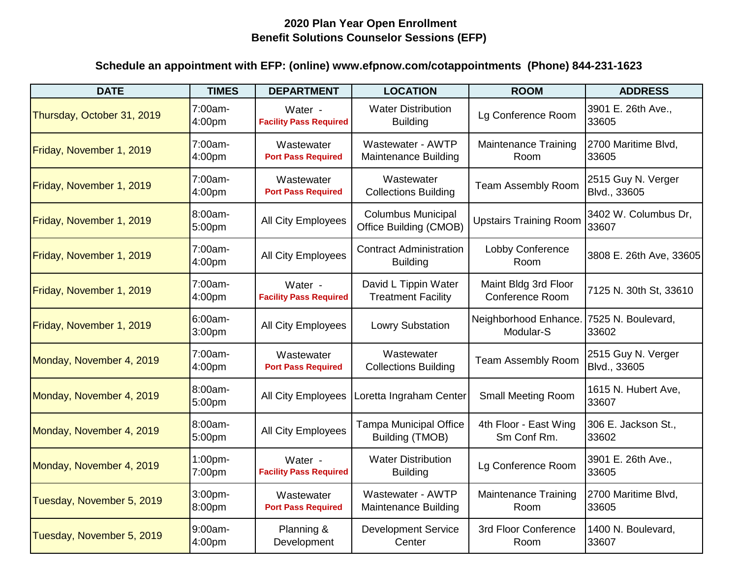**2020 Plan Year Open Enrollment**
**Benefit Solutions Counselor Sessions (EFP)**

**Schedule an appointment with EFP: (online) www.efpnow.com/cotappointments (Phone) 844-231-1623**

| DATE | TIMES | DEPARTMENT | LOCATION | ROOM | ADDRESS |
|---|---|---|---|---|---|
| Thursday, October 31, 2019 | 7:00am-4:00pm | Water - **Facility Pass Required** | Water Distribution Building | Lg Conference Room | 3901 E. 26th Ave., 33605 |
| Friday, November 1, 2019 | 7:00am-4:00pm | Wastewater **Port Pass Required** | Wastewater - AWTP Maintenance Building | Maintenance Training Room | 2700 Maritime Blvd, 33605 |
| Friday, November 1, 2019 | 7:00am-4:00pm | Wastewater **Port Pass Required** | Wastewater Collections Building | Team Assembly Room | 2515 Guy N. Verger Blvd., 33605 |
| Friday, November 1, 2019 | 8:00am-5:00pm | All City Employees | Columbus Municipal Office Building (CMOB) | Upstairs Training Room | 3402 W. Columbus Dr, 33607 |
| Friday, November 1, 2019 | 7:00am-4:00pm | All City Employees | Contract Administration Building | Lobby Conference Room | 3808 E. 26th Ave, 33605 |
| Friday, November 1, 2019 | 7:00am-4:00pm | Water - **Facility Pass Required** | David L Tippin Water Treatment Facility | Maint Bldg 3rd Floor Conference Room | 7125 N. 30th St, 33610 |
| Friday, November 1, 2019 | 6:00am-3:00pm | All City Employees | Lowry Substation | Neighborhood Enhance. Modular-S | 7525 N. Boulevard, 33602 |
| Monday, November 4, 2019 | 7:00am-4:00pm | Wastewater **Port Pass Required** | Wastewater Collections Building | Team Assembly Room | 2515 Guy N. Verger Blvd., 33605 |
| Monday, November 4, 2019 | 8:00am-5:00pm | All City Employees | Loretta Ingraham Center | Small Meeting Room | 1615 N. Hubert Ave, 33607 |
| Monday, November 4, 2019 | 8:00am-5:00pm | All City Employees | Tampa Municipal Office Building (TMOB) | 4th Floor - East Wing Sm Conf Rm. | 306 E. Jackson St., 33602 |
| Monday, November 4, 2019 | 1:00pm-7:00pm | Water - **Facility Pass Required** | Water Distribution Building | Lg Conference Room | 3901 E. 26th Ave., 33605 |
| Tuesday, November 5, 2019 | 3:00pm-8:00pm | Wastewater **Port Pass Required** | Wastewater - AWTP Maintenance Building | Maintenance Training Room | 2700 Maritime Blvd, 33605 |
| Tuesday, November 5, 2019 | 9:00am-4:00pm | Planning & Development | Development Service Center | 3rd Floor Conference Room | 1400 N. Boulevard, 33607 |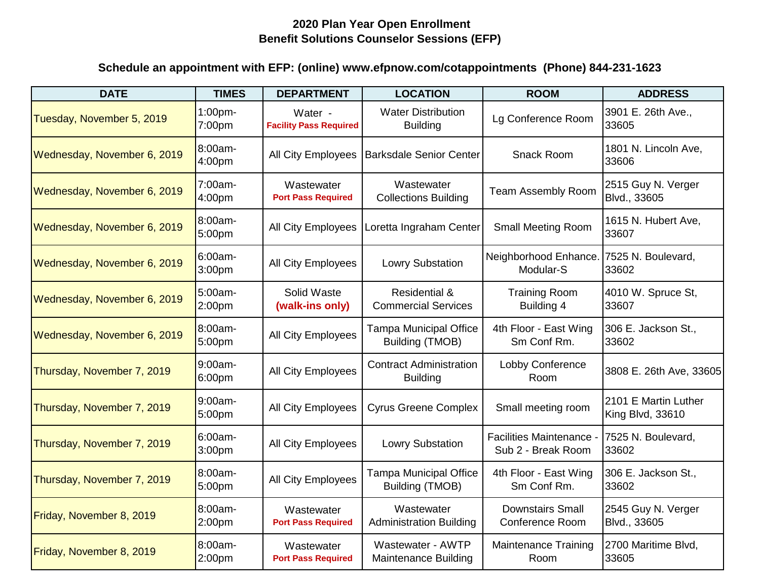**2020 Plan Year Open Enrollment**
**Benefit Solutions Counselor Sessions (EFP)**

**Schedule an appointment with EFP: (online) www.efpnow.com/cotappointments (Phone) 844-231-1623**

| DATE | TIMES | DEPARTMENT | LOCATION | ROOM | ADDRESS |
|---|---|---|---|---|---|
| Tuesday, November 5, 2019 | 1:00pm-7:00pm | Water - **Facility Pass Required** | Water Distribution Building | Lg Conference Room | 3901 E. 26th Ave., 33605 |
| Wednesday, November 6, 2019 | 8:00am-4:00pm | All City Employees | Barksdale Senior Center | Snack Room | 1801 N. Lincoln Ave, 33606 |
| Wednesday, November 6, 2019 | 7:00am-4:00pm | Wastewater **Port Pass Required** | Wastewater Collections Building | Team Assembly Room | 2515 Guy N. Verger Blvd., 33605 |
| Wednesday, November 6, 2019 | 8:00am-5:00pm | All City Employees | Loretta Ingraham Center | Small Meeting Room | 1615 N. Hubert Ave, 33607 |
| Wednesday, November 6, 2019 | 6:00am-3:00pm | All City Employees | Lowry Substation | Neighborhood Enhance. Modular-S | 7525 N. Boulevard, 33602 |
| Wednesday, November 6, 2019 | 5:00am-2:00pm | Solid Waste **(walk-ins only)** | Residential & Commercial Services | Training Room Building 4 | 4010 W. Spruce St, 33607 |
| Wednesday, November 6, 2019 | 8:00am-5:00pm | All City Employees | Tampa Municipal Office Building (TMOB) | 4th Floor - East Wing Sm Conf Rm. | 306 E. Jackson St., 33602 |
| Thursday, November 7, 2019 | 9:00am-6:00pm | All City Employees | Contract Administration Building | Lobby Conference Room | 3808 E. 26th Ave, 33605 |
| Thursday, November 7, 2019 | 9:00am-5:00pm | All City Employees | Cyrus Greene Complex | Small meeting room | 2101 E Martin Luther King Blvd, 33610 |
| Thursday, November 7, 2019 | 6:00am-3:00pm | All City Employees | Lowry Substation | Facilities Maintenance - Sub 2 - Break Room | 7525 N. Boulevard, 33602 |
| Thursday, November 7, 2019 | 8:00am-5:00pm | All City Employees | Tampa Municipal Office Building (TMOB) | 4th Floor - East Wing Sm Conf Rm. | 306 E. Jackson St., 33602 |
| Friday, November 8, 2019 | 8:00am-2:00pm | Wastewater **Port Pass Required** | Wastewater Administration Building | Downstairs Small Conference Room | 2545 Guy N. Verger Blvd., 33605 |
| Friday, November 8, 2019 | 8:00am-2:00pm | Wastewater **Port Pass Required** | Wastewater - AWTP Maintenance Building | Maintenance Training Room | 2700 Maritime Blvd, 33605 |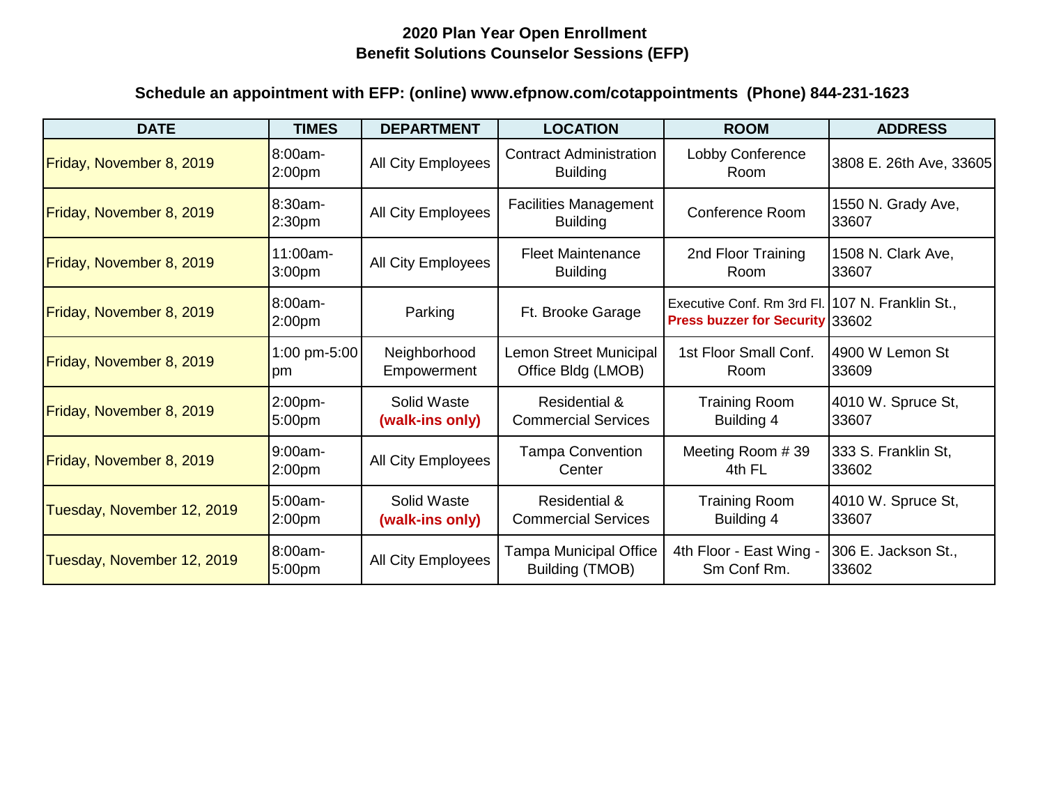**2020 Plan Year Open Enrollment**
**Benefit Solutions Counselor Sessions (EFP)**

**Schedule an appointment with EFP: (online) www.efpnow.com/cotappointments (Phone) 844-231-1623**

| DATE | TIMES | DEPARTMENT | LOCATION | ROOM | ADDRESS |
|---|---|---|---|---|---|
| Friday, November 8, 2019 | 8:00am-2:00pm | All City Employees | Contract Administration Building | Lobby Conference Room | 3808 E. 26th Ave, 33605 |
| Friday, November 8, 2019 | 8:30am-2:30pm | All City Employees | Facilities Management Building | Conference Room | 1550 N. Grady Ave, 33607 |
| Friday, November 8, 2019 | 11:00am-3:00pm | All City Employees | Fleet Maintenance Building | 2nd Floor Training Room | 1508 N. Clark Ave, 33607 |
| Friday, November 8, 2019 | 8:00am-2:00pm | Parking | Ft. Brooke Garage | Executive Conf. Rm 3rd Fl. **Press buzzer for Security** | 107 N. Franklin St., 33602 |
| Friday, November 8, 2019 | 1:00 pm-5:00 pm | Neighborhood Empowerment | Lemon Street Municipal Office Bldg (LMOB) | 1st Floor Small Conf. Room | 4900 W Lemon St 33609 |
| Friday, November 8, 2019 | 2:00pm-5:00pm | Solid Waste **(walk-ins only)** | Residential & Commercial Services | Training Room Building 4 | 4010 W. Spruce St, 33607 |
| Friday, November 8, 2019 | 9:00am-2:00pm | All City Employees | Tampa Convention Center | Meeting Room # 39 4th FL | 333 S. Franklin St, 33602 |
| Tuesday, November 12, 2019 | 5:00am-2:00pm | Solid Waste **(walk-ins only)** | Residential & Commercial Services | Training Room Building 4 | 4010 W. Spruce St, 33607 |
| Tuesday, November 12, 2019 | 8:00am-5:00pm | All City Employees | Tampa Municipal Office Building (TMOB) | 4th Floor - East Wing - Sm Conf Rm. | 306 E. Jackson St., 33602 |